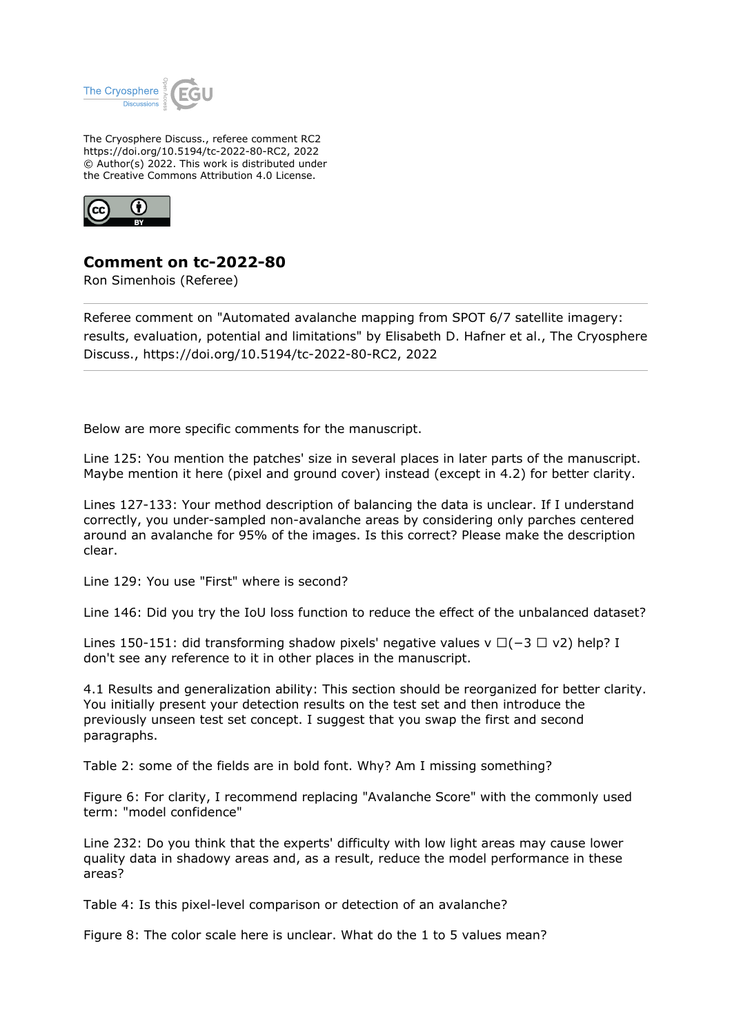The Cryosphere Discuss., referee comment RC2
https://doi.org/10.5194/tc-2022-80-RC2, 2022
© Author(s) 2022. This work is distributed under
the Creative Commons Attribution 4.0 License.

## Comment on tc-2022-80

Ron Simenhois (Referee)

---

Referee comment on "Automated avalanche mapping from SPOT 6/7 satellite imagery: results, evaluation, potential and limitations" by Elisabeth D. Hafner et al., The Cryosphere Discuss., https://doi.org/10.5194/tc-2022-80-RC2, 2022

---

Below are more specific comments for the manuscript.

Line 125: You mention the patches' size in several places in later parts of the manuscript. Maybe mention it here (pixel and ground cover) instead (except in 4.2) for better clarity.

Lines 127-133: Your method description of balancing the data is unclear. If I understand correctly, you under-sampled non-avalanche areas by considering only parches centered around an avalanche for 95% of the images. Is this correct? Please make the description clear.

Line 129: You use "First" where is second?

Line 146: Did you try the IoU loss function to reduce the effect of the unbalanced dataset?

Lines 150-151: did transforming shadow pixels' negative values v □(−3 □ v2) help? I don't see any reference to it in other places in the manuscript.

4.1 Results and generalization ability: This section should be reorganized for better clarity. You initially present your detection results on the test set and then introduce the previously unseen test set concept. I suggest that you swap the first and second paragraphs.

Table 2: some of the fields are in bold font. Why? Am I missing something?

Figure 6: For clarity, I recommend replacing "Avalanche Score" with the commonly used term: "model confidence"

Line 232: Do you think that the experts' difficulty with low light areas may cause lower quality data in shadowy areas and, as a result, reduce the model performance in these areas?

Table 4: Is this pixel-level comparison or detection of an avalanche?

Figure 8: The color scale here is unclear. What do the 1 to 5 values mean?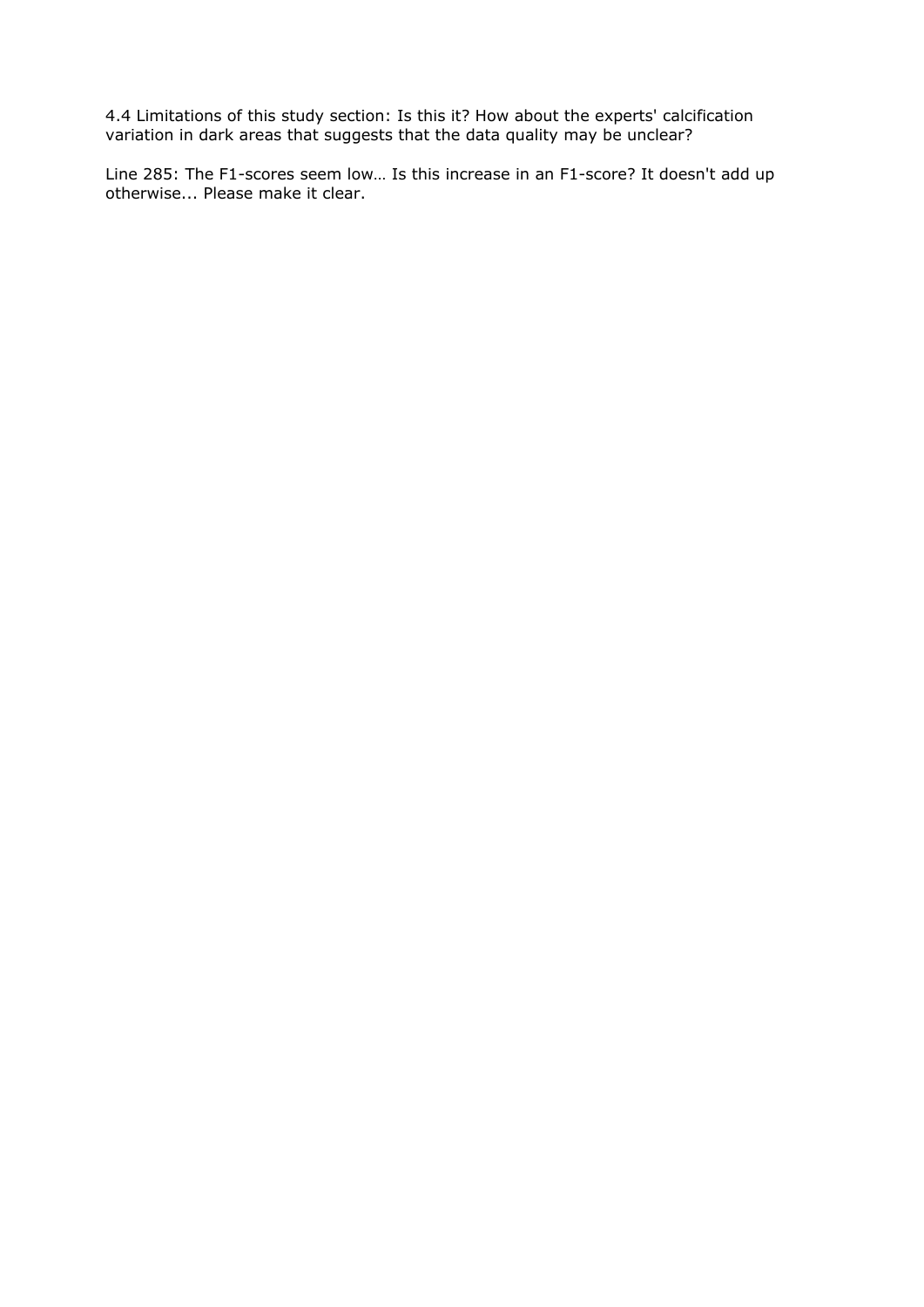4.4 Limitations of this study section: Is this it? How about the experts' calcification variation in dark areas that suggests that the data quality may be unclear?

Line 285: The F1-scores seem low… Is this increase in an F1-score? It doesn't add up otherwise... Please make it clear.